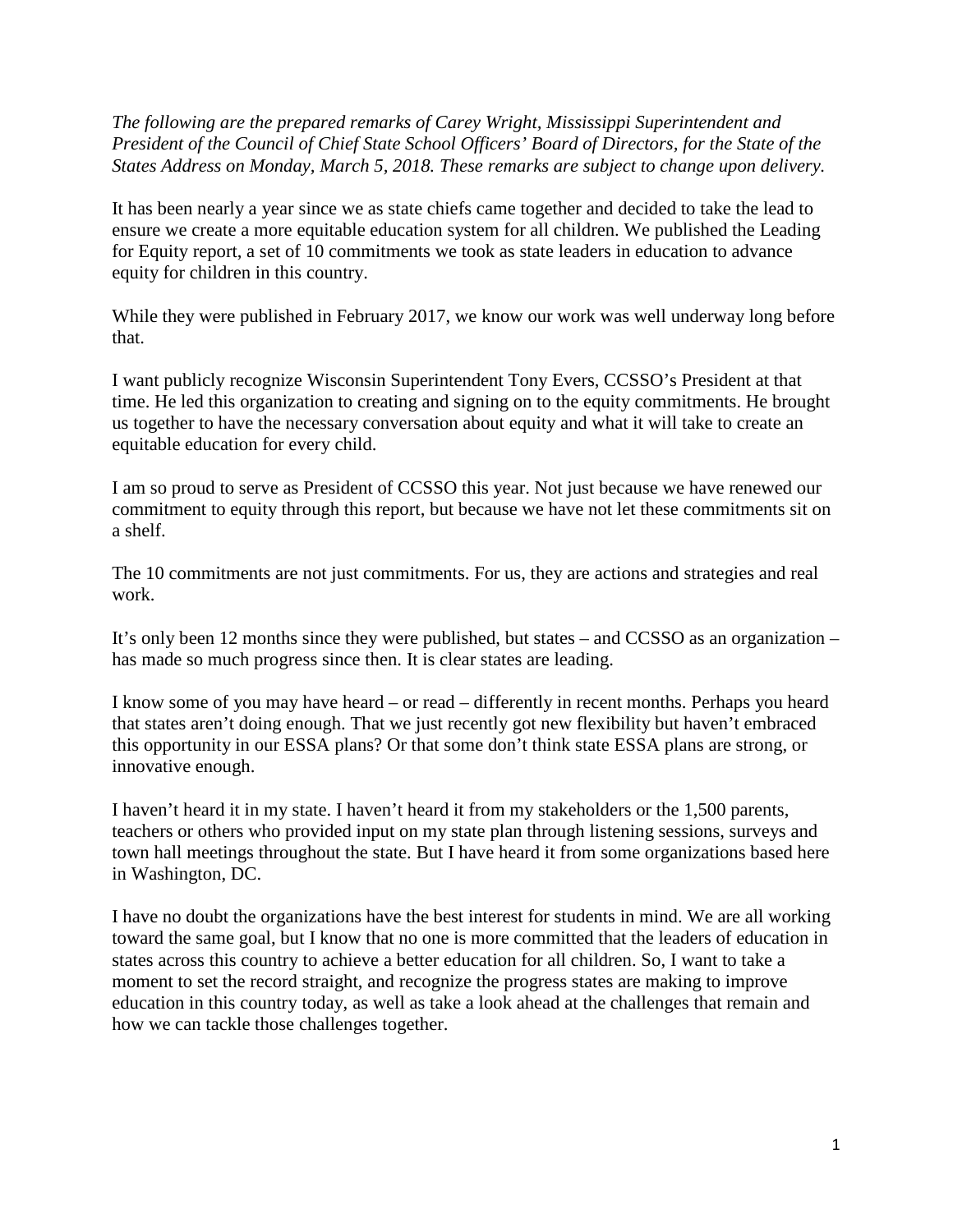*The following are the prepared remarks of Carey Wright, Mississippi Superintendent and President of the Council of Chief State School Officers' Board of Directors, for the State of the States Address on Monday, March 5, 2018. These remarks are subject to change upon delivery.*

It has been nearly a year since we as state chiefs came together and decided to take the lead to ensure we create a more equitable education system for all children. We published the Leading for Equity report, a set of 10 commitments we took as state leaders in education to advance equity for children in this country.

While they were published in February 2017, we know our work was well underway long before that.

I want publicly recognize Wisconsin Superintendent Tony Evers, CCSSO's President at that time. He led this organization to creating and signing on to the equity commitments. He brought us together to have the necessary conversation about equity and what it will take to create an equitable education for every child.

I am so proud to serve as President of CCSSO this year. Not just because we have renewed our commitment to equity through this report, but because we have not let these commitments sit on a shelf.

The 10 commitments are not just commitments. For us, they are actions and strategies and real work.

It's only been 12 months since they were published, but states – and CCSSO as an organization – has made so much progress since then. It is clear states are leading.

I know some of you may have heard – or read – differently in recent months. Perhaps you heard that states aren't doing enough. That we just recently got new flexibility but haven't embraced this opportunity in our ESSA plans? Or that some don't think state ESSA plans are strong, or innovative enough.

I haven't heard it in my state. I haven't heard it from my stakeholders or the 1,500 parents, teachers or others who provided input on my state plan through listening sessions, surveys and town hall meetings throughout the state. But I have heard it from some organizations based here in Washington, DC.

I have no doubt the organizations have the best interest for students in mind. We are all working toward the same goal, but I know that no one is more committed that the leaders of education in states across this country to achieve a better education for all children. So, I want to take a moment to set the record straight, and recognize the progress states are making to improve education in this country today, as well as take a look ahead at the challenges that remain and how we can tackle those challenges together.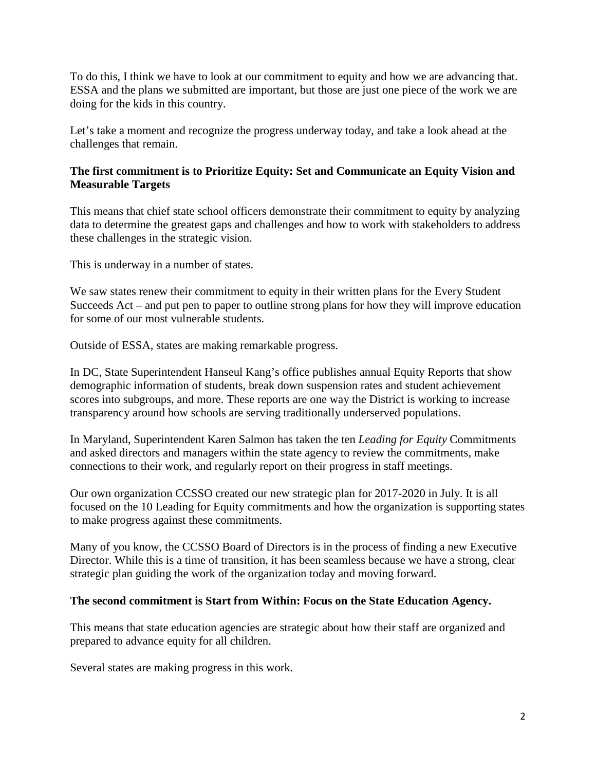To do this, I think we have to look at our commitment to equity and how we are advancing that. ESSA and the plans we submitted are important, but those are just one piece of the work we are doing for the kids in this country.

Let's take a moment and recognize the progress underway today, and take a look ahead at the challenges that remain.

**The first commitment is to Prioritize Equity: Set and Communicate an Equity Vision and Measurable Targets**

This means that chief state school officers demonstrate their commitment to equity by analyzing data to determine the greatest gaps and challenges and how to work with stakeholders to address these challenges in the strategic vision.

This is underway in a number of states.

We saw states renew their commitment to equity in their written plans for the Every Student Succeeds Act – and put pen to paper to outline strong plans for how they will improve education for some of our most vulnerable students.

Outside of ESSA, states are making remarkable progress.

In DC, State Superintendent Hanseul Kang's office publishes annual Equity Reports that show demographic information of students, break down suspension rates and student achievement scores into subgroups, and more. These reports are one way the District is working to increase transparency around how schools are serving traditionally underserved populations.

In Maryland, Superintendent Karen Salmon has taken the ten *Leading for Equity* Commitments and asked directors and managers within the state agency to review the commitments, make connections to their work, and regularly report on their progress in staff meetings.

Our own organization CCSSO created our new strategic plan for 2017-2020 in July. It is all focused on the 10 Leading for Equity commitments and how the organization is supporting states to make progress against these commitments.

Many of you know, the CCSSO Board of Directors is in the process of finding a new Executive Director. While this is a time of transition, it has been seamless because we have a strong, clear strategic plan guiding the work of the organization today and moving forward.

**The second commitment is Start from Within: Focus on the State Education Agency.**

This means that state education agencies are strategic about how their staff are organized and prepared to advance equity for all children.

Several states are making progress in this work.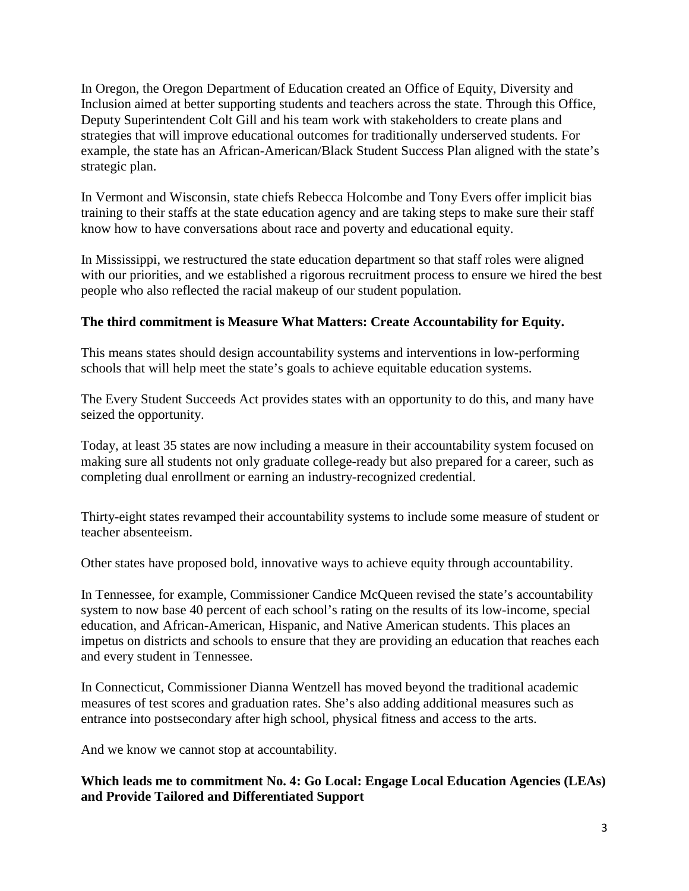In Oregon, the Oregon Department of Education created an Office of Equity, Diversity and Inclusion aimed at better supporting students and teachers across the state. Through this Office, Deputy Superintendent Colt Gill and his team work with stakeholders to create plans and strategies that will improve educational outcomes for traditionally underserved students. For example, the state has an African-American/Black Student Success Plan aligned with the state's strategic plan.

In Vermont and Wisconsin, state chiefs Rebecca Holcombe and Tony Evers offer implicit bias training to their staffs at the state education agency and are taking steps to make sure their staff know how to have conversations about race and poverty and educational equity.

In Mississippi, we restructured the state education department so that staff roles were aligned with our priorities, and we established a rigorous recruitment process to ensure we hired the best people who also reflected the racial makeup of our student population.

**The third commitment is Measure What Matters: Create Accountability for Equity.**

This means states should design accountability systems and interventions in low-performing schools that will help meet the state's goals to achieve equitable education systems.

The Every Student Succeeds Act provides states with an opportunity to do this, and many have seized the opportunity.

Today, at least 35 states are now including a measure in their accountability system focused on making sure all students not only graduate college-ready but also prepared for a career, such as completing dual enrollment or earning an industry-recognized credential.

Thirty-eight states revamped their accountability systems to include some measure of student or teacher absenteeism.

Other states have proposed bold, innovative ways to achieve equity through accountability.

In Tennessee, for example, Commissioner Candice McQueen revised the state's accountability system to now base 40 percent of each school's rating on the results of its low-income, special education, and African-American, Hispanic, and Native American students. This places an impetus on districts and schools to ensure that they are providing an education that reaches each and every student in Tennessee.

In Connecticut, Commissioner Dianna Wentzell has moved beyond the traditional academic measures of test scores and graduation rates. She's also adding additional measures such as entrance into postsecondary after high school, physical fitness and access to the arts.

And we know we cannot stop at accountability.

**Which leads me to commitment No. 4: Go Local: Engage Local Education Agencies (LEAs) and Provide Tailored and Differentiated Support**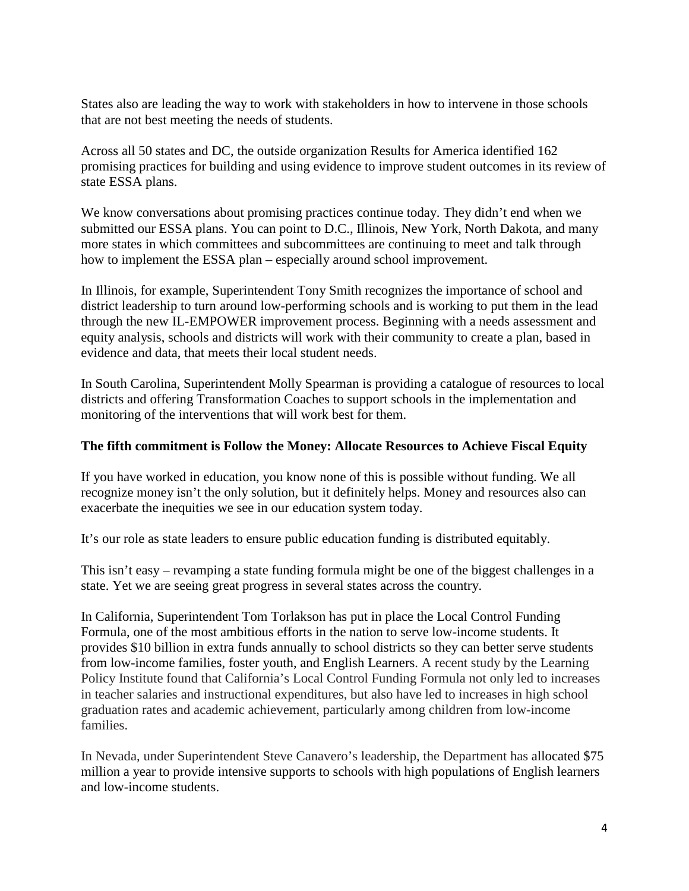States also are leading the way to work with stakeholders in how to intervene in those schools that are not best meeting the needs of students.

Across all 50 states and DC, the outside organization Results for America identified 162 promising practices for building and using evidence to improve student outcomes in its review of state ESSA plans.

We know conversations about promising practices continue today. They didn't end when we submitted our ESSA plans. You can point to D.C., Illinois, New York, North Dakota, and many more states in which committees and subcommittees are continuing to meet and talk through how to implement the ESSA plan – especially around school improvement.

In Illinois, for example, Superintendent Tony Smith recognizes the importance of school and district leadership to turn around low-performing schools and is working to put them in the lead through the new IL-EMPOWER improvement process. Beginning with a needs assessment and equity analysis, schools and districts will work with their community to create a plan, based in evidence and data, that meets their local student needs.

In South Carolina, Superintendent Molly Spearman is providing a catalogue of resources to local districts and offering Transformation Coaches to support schools in the implementation and monitoring of the interventions that will work best for them.

**The fifth commitment is Follow the Money: Allocate Resources to Achieve Fiscal Equity**

If you have worked in education, you know none of this is possible without funding. We all recognize money isn't the only solution, but it definitely helps. Money and resources also can exacerbate the inequities we see in our education system today.

It's our role as state leaders to ensure public education funding is distributed equitably.

This isn't easy – revamping a state funding formula might be one of the biggest challenges in a state. Yet we are seeing great progress in several states across the country.

In California, Superintendent Tom Torlakson has put in place the Local Control Funding Formula, one of the most ambitious efforts in the nation to serve low-income students. It provides $10 billion in extra funds annually to school districts so they can better serve students from low-income families, foster youth, and English Learners. A recent study by the Learning Policy Institute found that California's Local Control Funding Formula not only led to increases in teacher salaries and instructional expenditures, but also have led to increases in high school graduation rates and academic achievement, particularly among children from low-income families.

In Nevada, under Superintendent Steve Canavero's leadership, the Department has allocated $75 million a year to provide intensive supports to schools with high populations of English learners and low-income students.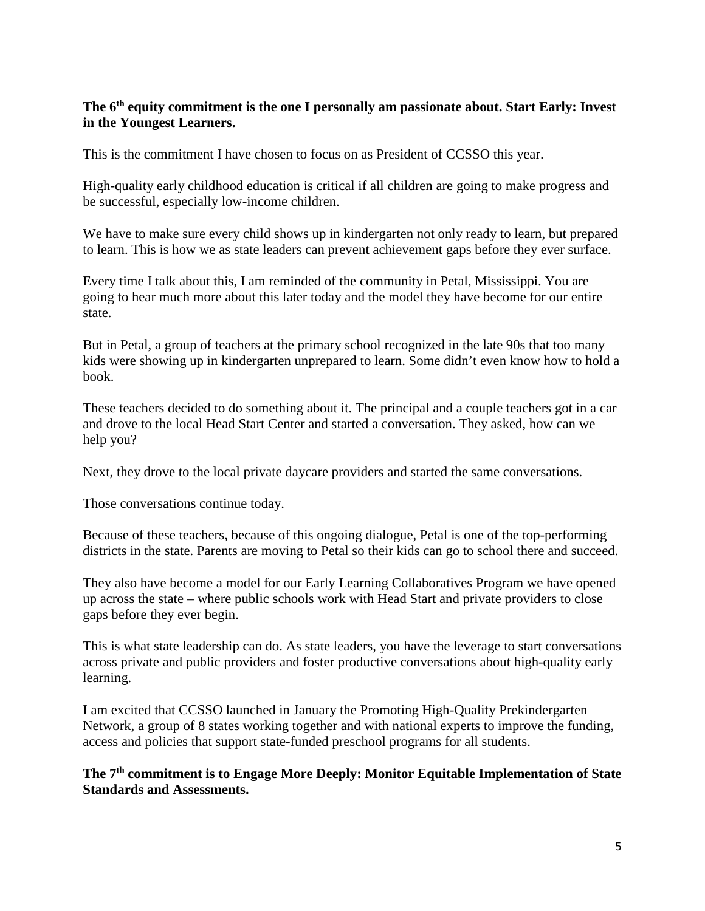**The 6th equity commitment is the one I personally am passionate about. Start Early: Invest in the Youngest Learners.**

This is the commitment I have chosen to focus on as President of CCSSO this year.

High-quality early childhood education is critical if all children are going to make progress and be successful, especially low-income children.

We have to make sure every child shows up in kindergarten not only ready to learn, but prepared to learn. This is how we as state leaders can prevent achievement gaps before they ever surface.

Every time I talk about this, I am reminded of the community in Petal, Mississippi. You are going to hear much more about this later today and the model they have become for our entire state.

But in Petal, a group of teachers at the primary school recognized in the late 90s that too many kids were showing up in kindergarten unprepared to learn. Some didn't even know how to hold a book.

These teachers decided to do something about it. The principal and a couple teachers got in a car and drove to the local Head Start Center and started a conversation. They asked, how can we help you?

Next, they drove to the local private daycare providers and started the same conversations.

Those conversations continue today.

Because of these teachers, because of this ongoing dialogue, Petal is one of the top-performing districts in the state. Parents are moving to Petal so their kids can go to school there and succeed.

They also have become a model for our Early Learning Collaboratives Program we have opened up across the state – where public schools work with Head Start and private providers to close gaps before they ever begin.

This is what state leadership can do. As state leaders, you have the leverage to start conversations across private and public providers and foster productive conversations about high-quality early learning.

I am excited that CCSSO launched in January the Promoting High-Quality Prekindergarten Network, a group of 8 states working together and with national experts to improve the funding, access and policies that support state-funded preschool programs for all students.

**The 7th commitment is to Engage More Deeply: Monitor Equitable Implementation of State Standards and Assessments.**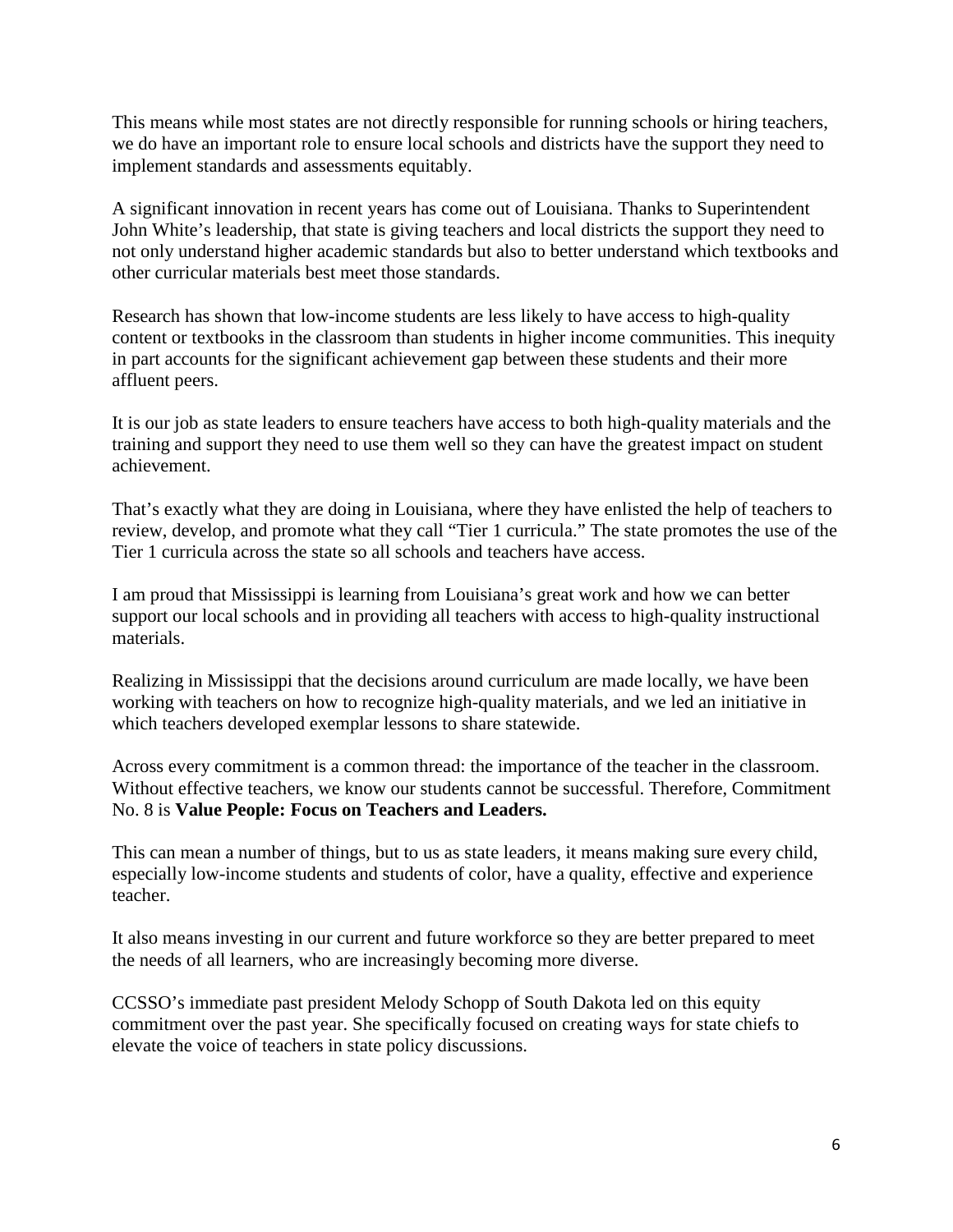This means while most states are not directly responsible for running schools or hiring teachers, we do have an important role to ensure local schools and districts have the support they need to implement standards and assessments equitably.

A significant innovation in recent years has come out of Louisiana. Thanks to Superintendent John White's leadership, that state is giving teachers and local districts the support they need to not only understand higher academic standards but also to better understand which textbooks and other curricular materials best meet those standards.

Research has shown that low-income students are less likely to have access to high-quality content or textbooks in the classroom than students in higher income communities. This inequity in part accounts for the significant achievement gap between these students and their more affluent peers.

It is our job as state leaders to ensure teachers have access to both high-quality materials and the training and support they need to use them well so they can have the greatest impact on student achievement.

That's exactly what they are doing in Louisiana, where they have enlisted the help of teachers to review, develop, and promote what they call "Tier 1 curricula." The state promotes the use of the Tier 1 curricula across the state so all schools and teachers have access.

I am proud that Mississippi is learning from Louisiana's great work and how we can better support our local schools and in providing all teachers with access to high-quality instructional materials.

Realizing in Mississippi that the decisions around curriculum are made locally, we have been working with teachers on how to recognize high-quality materials, and we led an initiative in which teachers developed exemplar lessons to share statewide.

Across every commitment is a common thread: the importance of the teacher in the classroom. Without effective teachers, we know our students cannot be successful. Therefore, Commitment No. 8 is **Value People: Focus on Teachers and Leaders.**

This can mean a number of things, but to us as state leaders, it means making sure every child, especially low-income students and students of color, have a quality, effective and experience teacher.

It also means investing in our current and future workforce so they are better prepared to meet the needs of all learners, who are increasingly becoming more diverse.

CCSSO's immediate past president Melody Schopp of South Dakota led on this equity commitment over the past year. She specifically focused on creating ways for state chiefs to elevate the voice of teachers in state policy discussions.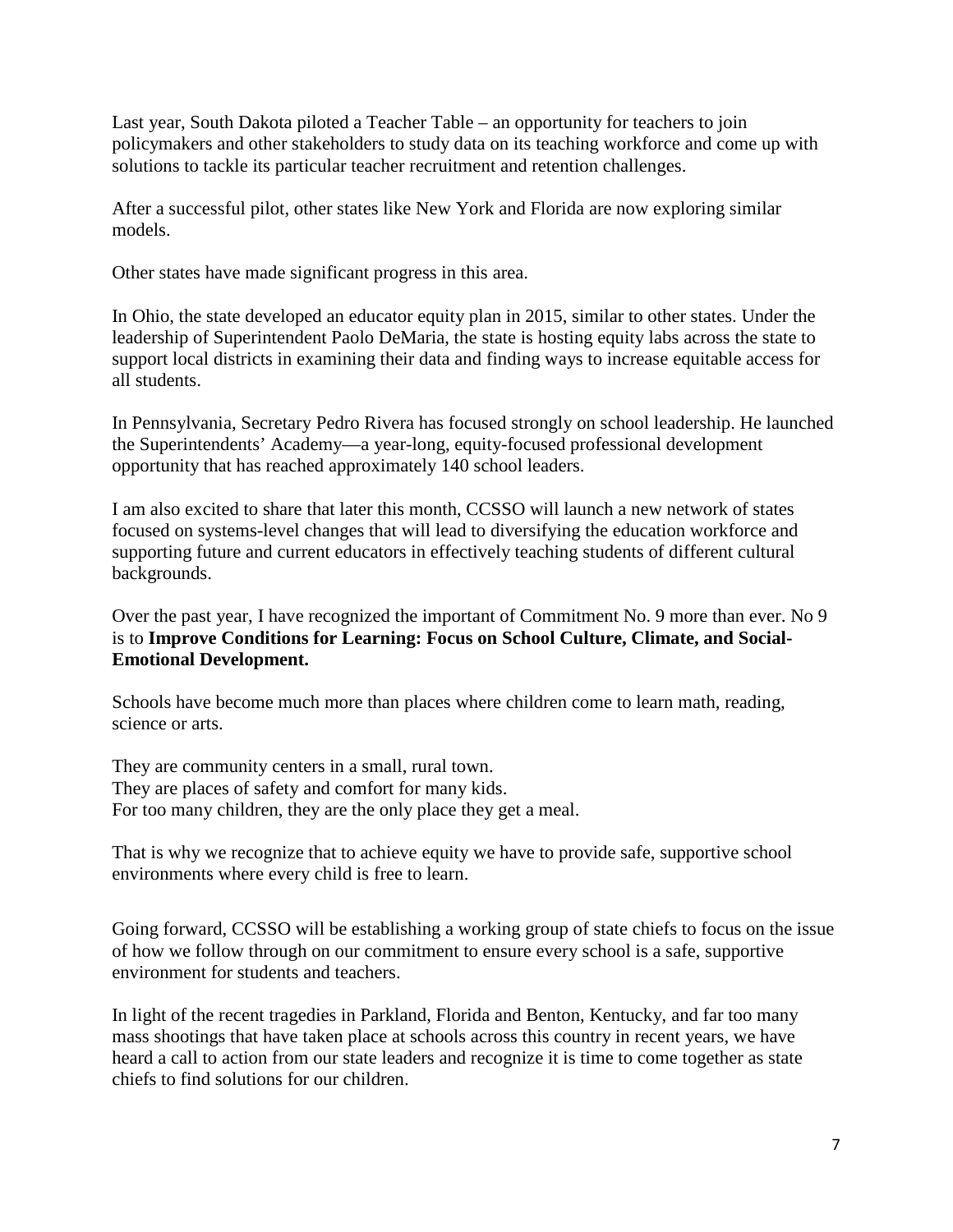Last year, South Dakota piloted a Teacher Table – an opportunity for teachers to join policymakers and other stakeholders to study data on its teaching workforce and come up with solutions to tackle its particular teacher recruitment and retention challenges.

After a successful pilot, other states like New York and Florida are now exploring similar models.

Other states have made significant progress in this area.

In Ohio, the state developed an educator equity plan in 2015, similar to other states. Under the leadership of Superintendent Paolo DeMaria, the state is hosting equity labs across the state to support local districts in examining their data and finding ways to increase equitable access for all students.

In Pennsylvania, Secretary Pedro Rivera has focused strongly on school leadership. He launched the Superintendents' Academy—a year-long, equity-focused professional development opportunity that has reached approximately 140 school leaders.

I am also excited to share that later this month, CCSSO will launch a new network of states focused on systems-level changes that will lead to diversifying the education workforce and supporting future and current educators in effectively teaching students of different cultural backgrounds.

Over the past year, I have recognized the important of Commitment No. 9 more than ever. No 9 is to **Improve Conditions for Learning: Focus on School Culture, Climate, and Social-Emotional Development.**

Schools have become much more than places where children come to learn math, reading, science or arts.

They are community centers in a small, rural town.
They are places of safety and comfort for many kids.
For too many children, they are the only place they get a meal.

That is why we recognize that to achieve equity we have to provide safe, supportive school environments where every child is free to learn.

Going forward, CCSSO will be establishing a working group of state chiefs to focus on the issue of how we follow through on our commitment to ensure every school is a safe, supportive environment for students and teachers.

In light of the recent tragedies in Parkland, Florida and Benton, Kentucky, and far too many mass shootings that have taken place at schools across this country in recent years, we have heard a call to action from our state leaders and recognize it is time to come together as state chiefs to find solutions for our children.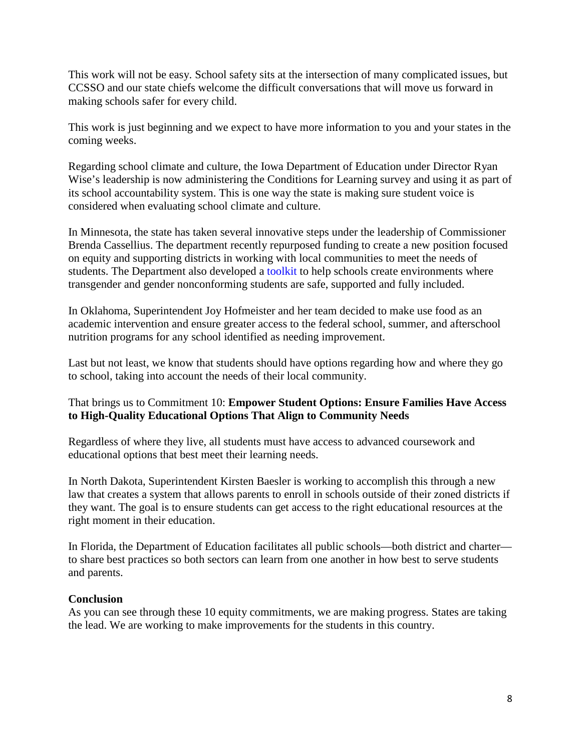This work will not be easy. School safety sits at the intersection of many complicated issues, but CCSSO and our state chiefs welcome the difficult conversations that will move us forward in making schools safer for every child.

This work is just beginning and we expect to have more information to you and your states in the coming weeks.

Regarding school climate and culture, the Iowa Department of Education under Director Ryan Wise's leadership is now administering the Conditions for Learning survey and using it as part of its school accountability system. This is one way the state is making sure student voice is considered when evaluating school climate and culture.

In Minnesota, the state has taken several innovative steps under the leadership of Commissioner Brenda Cassellius. The department recently repurposed funding to create a new position focused on equity and supporting districts in working with local communities to meet the needs of students. The Department also developed a toolkit to help schools create environments where transgender and gender nonconforming students are safe, supported and fully included.

In Oklahoma, Superintendent Joy Hofmeister and her team decided to make use food as an academic intervention and ensure greater access to the federal school, summer, and afterschool nutrition programs for any school identified as needing improvement.

Last but not least, we know that students should have options regarding how and where they go to school, taking into account the needs of their local community.

That brings us to Commitment 10: **Empower Student Options: Ensure Families Have Access to High-Quality Educational Options That Align to Community Needs**

Regardless of where they live, all students must have access to advanced coursework and educational options that best meet their learning needs.

In North Dakota, Superintendent Kirsten Baesler is working to accomplish this through a new law that creates a system that allows parents to enroll in schools outside of their zoned districts if they want. The goal is to ensure students can get access to the right educational resources at the right moment in their education.

In Florida, the Department of Education facilitates all public schools—both district and charter—to share best practices so both sectors can learn from one another in how best to serve students and parents.

**Conclusion**

As you can see through these 10 equity commitments, we are making progress. States are taking the lead. We are working to make improvements for the students in this country.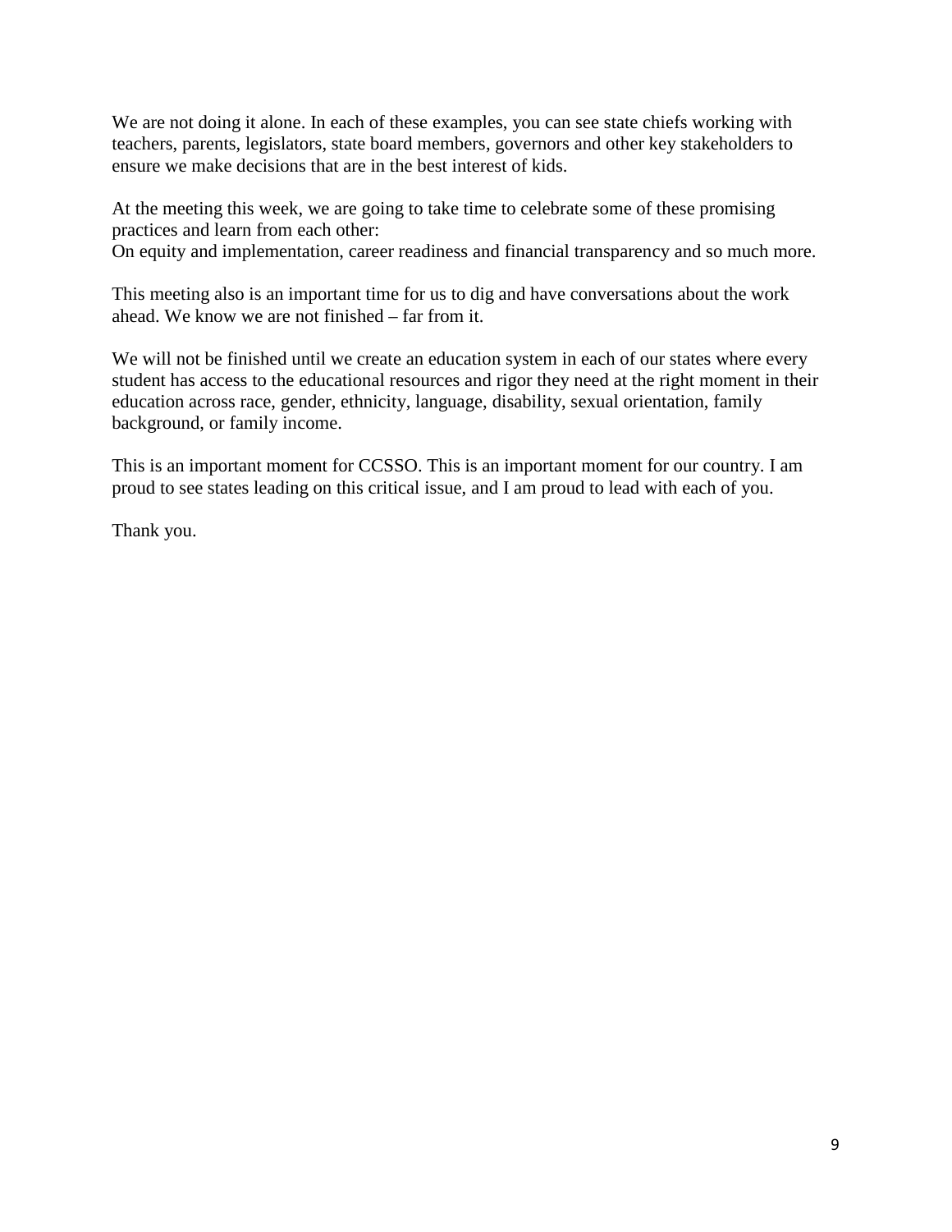We are not doing it alone. In each of these examples, you can see state chiefs working with teachers, parents, legislators, state board members, governors and other key stakeholders to ensure we make decisions that are in the best interest of kids.

At the meeting this week, we are going to take time to celebrate some of these promising practices and learn from each other:
On equity and implementation, career readiness and financial transparency and so much more.

This meeting also is an important time for us to dig and have conversations about the work ahead. We know we are not finished – far from it.

We will not be finished until we create an education system in each of our states where every student has access to the educational resources and rigor they need at the right moment in their education across race, gender, ethnicity, language, disability, sexual orientation, family background, or family income.

This is an important moment for CCSSO. This is an important moment for our country. I am proud to see states leading on this critical issue, and I am proud to lead with each of you.

Thank you.